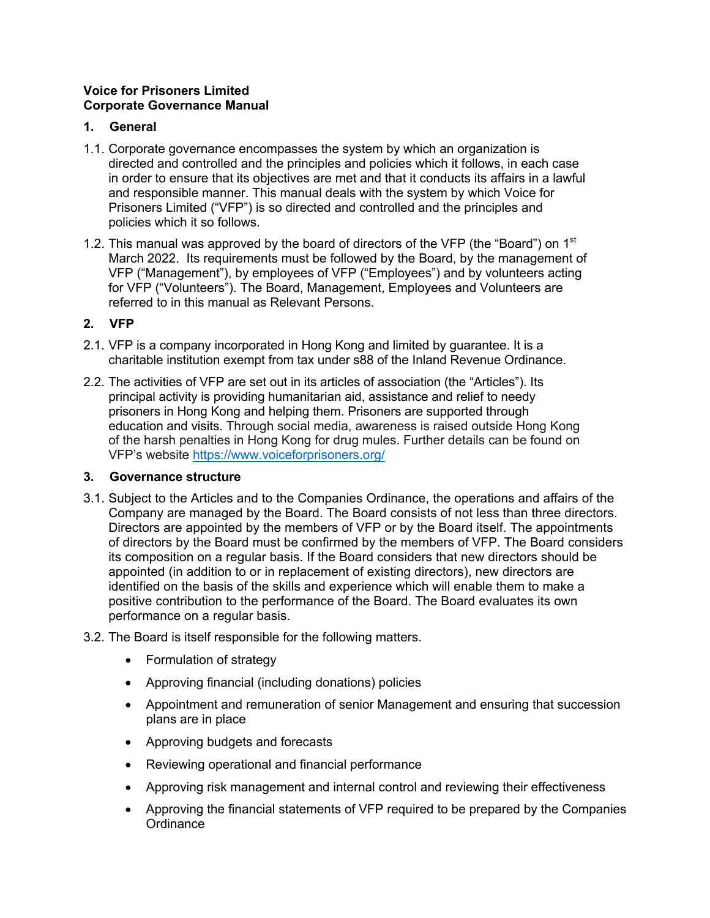**Voice for Prisoners Limited**
**Corporate Governance Manual**

## 1. General

1.1. Corporate governance encompasses the system by which an organization is directed and controlled and the principles and policies which it follows, in each case in order to ensure that its objectives are met and that it conducts its affairs in a lawful and responsible manner. This manual deals with the system by which Voice for Prisoners Limited ("VFP") is so directed and controlled and the principles and policies which it so follows.

1.2. This manual was approved by the board of directors of the VFP (the "Board") on 1st March 2022. Its requirements must be followed by the Board, by the management of VFP ("Management"), by employees of VFP ("Employees") and by volunteers acting for VFP ("Volunteers"). The Board, Management, Employees and Volunteers are referred to in this manual as Relevant Persons.

## 2. VFP

2.1. VFP is a company incorporated in Hong Kong and limited by guarantee. It is a charitable institution exempt from tax under s88 of the Inland Revenue Ordinance.

2.2. The activities of VFP are set out in its articles of association (the "Articles"). Its principal activity is providing humanitarian aid, assistance and relief to needy prisoners in Hong Kong and helping them. Prisoners are supported through education and visits. Through social media, awareness is raised outside Hong Kong of the harsh penalties in Hong Kong for drug mules. Further details can be found on VFP's website https://www.voiceforprisoners.org/

## 3. Governance structure

3.1. Subject to the Articles and to the Companies Ordinance, the operations and affairs of the Company are managed by the Board. The Board consists of not less than three directors. Directors are appointed by the members of VFP or by the Board itself. The appointments of directors by the Board must be confirmed by the members of VFP. The Board considers its composition on a regular basis. If the Board considers that new directors should be appointed (in addition to or in replacement of existing directors), new directors are identified on the basis of the skills and experience which will enable them to make a positive contribution to the performance of the Board. The Board evaluates its own performance on a regular basis.

3.2. The Board is itself responsible for the following matters.

- Formulation of strategy
- Approving financial (including donations) policies
- Appointment and remuneration of senior Management and ensuring that succession plans are in place
- Approving budgets and forecasts
- Reviewing operational and financial performance
- Approving risk management and internal control and reviewing their effectiveness
- Approving the financial statements of VFP required to be prepared by the Companies Ordinance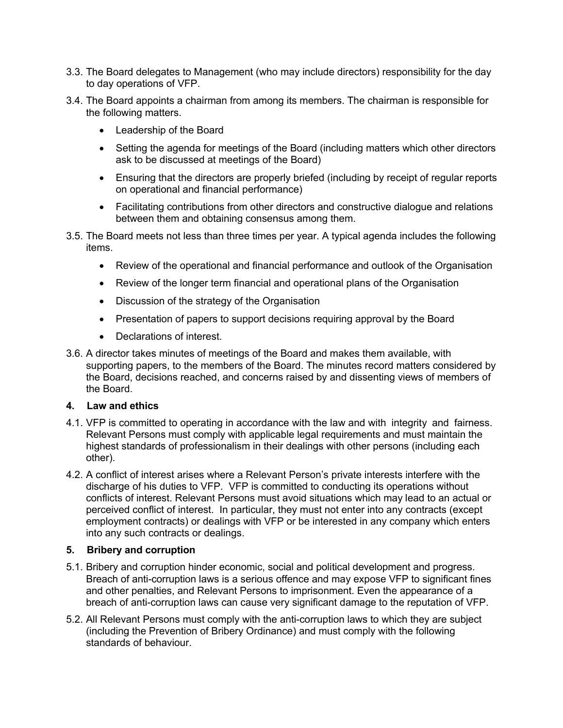3.3. The Board delegates to Management (who may include directors) responsibility for the day to day operations of VFP.

3.4. The Board appoints a chairman from among its members. The chairman is responsible for the following matters.

- Leadership of the Board
- Setting the agenda for meetings of the Board (including matters which other directors ask to be discussed at meetings of the Board)
- Ensuring that the directors are properly briefed (including by receipt of regular reports on operational and financial performance)
- Facilitating contributions from other directors and constructive dialogue and relations between them and obtaining consensus among them.

3.5. The Board meets not less than three times per year. A typical agenda includes the following items.

- Review of the operational and financial performance and outlook of the Organisation
- Review of the longer term financial and operational plans of the Organisation
- Discussion of the strategy of the Organisation
- Presentation of papers to support decisions requiring approval by the Board
- Declarations of interest.

3.6. A director takes minutes of meetings of the Board and makes them available, with supporting papers, to the members of the Board. The minutes record matters considered by the Board, decisions reached, and concerns raised by and dissenting views of members of the Board.

## 4. Law and ethics

4.1. VFP is committed to operating in accordance with the law and with integrity and fairness. Relevant Persons must comply with applicable legal requirements and must maintain the highest standards of professionalism in their dealings with other persons (including each other).

4.2. A conflict of interest arises where a Relevant Person's private interests interfere with the discharge of his duties to VFP. VFP is committed to conducting its operations without conflicts of interest. Relevant Persons must avoid situations which may lead to an actual or perceived conflict of interest. In particular, they must not enter into any contracts (except employment contracts) or dealings with VFP or be interested in any company which enters into any such contracts or dealings.

## 5. Bribery and corruption

5.1. Bribery and corruption hinder economic, social and political development and progress. Breach of anti-corruption laws is a serious offence and may expose VFP to significant fines and other penalties, and Relevant Persons to imprisonment. Even the appearance of a breach of anti-corruption laws can cause very significant damage to the reputation of VFP.

5.2. All Relevant Persons must comply with the anti-corruption laws to which they are subject (including the Prevention of Bribery Ordinance) and must comply with the following standards of behaviour.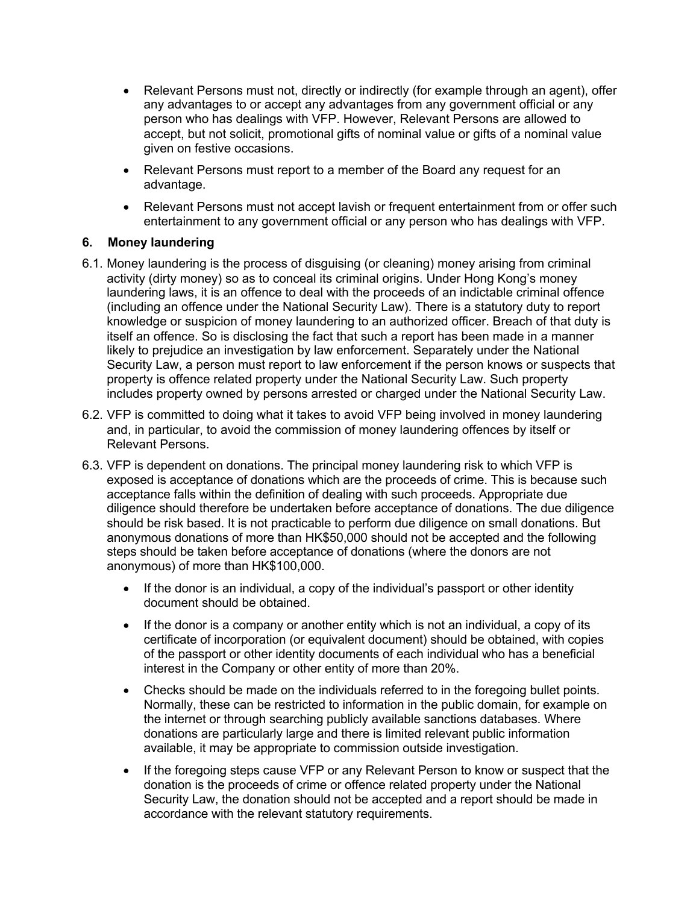- Relevant Persons must not, directly or indirectly (for example through an agent), offer any advantages to or accept any advantages from any government official or any person who has dealings with VFP. However, Relevant Persons are allowed to accept, but not solicit, promotional gifts of nominal value or gifts of a nominal value given on festive occasions.
- Relevant Persons must report to a member of the Board any request for an advantage.
- Relevant Persons must not accept lavish or frequent entertainment from or offer such entertainment to any government official or any person who has dealings with VFP.

### 6. Money laundering

6.1. Money laundering is the process of disguising (or cleaning) money arising from criminal activity (dirty money) so as to conceal its criminal origins. Under Hong Kong's money laundering laws, it is an offence to deal with the proceeds of an indictable criminal offence (including an offence under the National Security Law). There is a statutory duty to report knowledge or suspicion of money laundering to an authorized officer. Breach of that duty is itself an offence. So is disclosing the fact that such a report has been made in a manner likely to prejudice an investigation by law enforcement. Separately under the National Security Law, a person must report to law enforcement if the person knows or suspects that property is offence related property under the National Security Law. Such property includes property owned by persons arrested or charged under the National Security Law.

6.2. VFP is committed to doing what it takes to avoid VFP being involved in money laundering and, in particular, to avoid the commission of money laundering offences by itself or Relevant Persons.

6.3. VFP is dependent on donations. The principal money laundering risk to which VFP is exposed is acceptance of donations which are the proceeds of crime. This is because such acceptance falls within the definition of dealing with such proceeds. Appropriate due diligence should therefore be undertaken before acceptance of donations. The due diligence should be risk based. It is not practicable to perform due diligence on small donations. But anonymous donations of more than HK$50,000 should not be accepted and the following steps should be taken before acceptance of donations (where the donors are not anonymous) of more than HK$100,000.

- If the donor is an individual, a copy of the individual's passport or other identity document should be obtained.
- If the donor is a company or another entity which is not an individual, a copy of its certificate of incorporation (or equivalent document) should be obtained, with copies of the passport or other identity documents of each individual who has a beneficial interest in the Company or other entity of more than 20%.
- Checks should be made on the individuals referred to in the foregoing bullet points. Normally, these can be restricted to information in the public domain, for example on the internet or through searching publicly available sanctions databases. Where donations are particularly large and there is limited relevant public information available, it may be appropriate to commission outside investigation.
- If the foregoing steps cause VFP or any Relevant Person to know or suspect that the donation is the proceeds of crime or offence related property under the National Security Law, the donation should not be accepted and a report should be made in accordance with the relevant statutory requirements.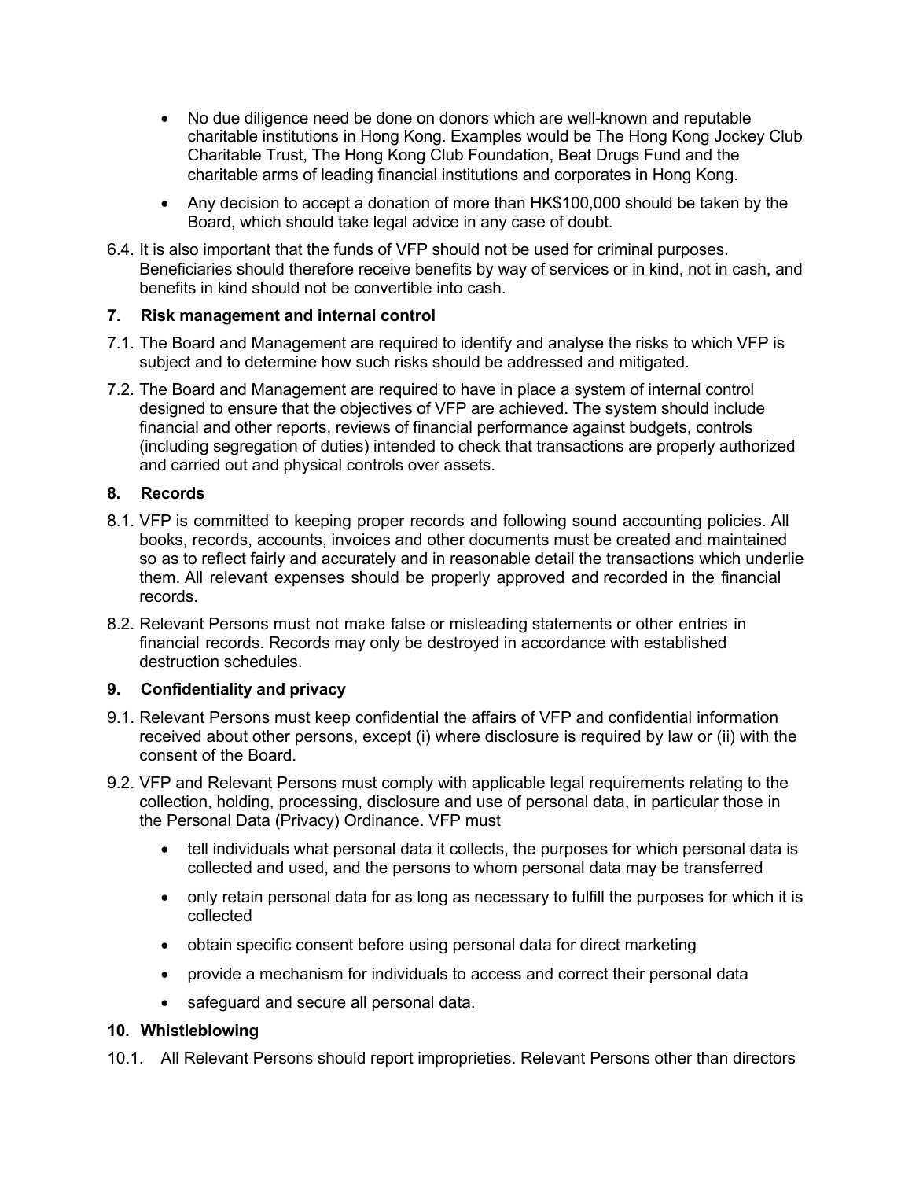- No due diligence need be done on donors which are well-known and reputable charitable institutions in Hong Kong. Examples would be The Hong Kong Jockey Club Charitable Trust, The Hong Kong Club Foundation, Beat Drugs Fund and the charitable arms of leading financial institutions and corporates in Hong Kong.
- Any decision to accept a donation of more than HK$100,000 should be taken by the Board, which should take legal advice in any case of doubt.

6.4. It is also important that the funds of VFP should not be used for criminal purposes. Beneficiaries should therefore receive benefits by way of services or in kind, not in cash, and benefits in kind should not be convertible into cash.

## 7. Risk management and internal control

7.1. The Board and Management are required to identify and analyse the risks to which VFP is subject and to determine how such risks should be addressed and mitigated.

7.2. The Board and Management are required to have in place a system of internal control designed to ensure that the objectives of VFP are achieved. The system should include financial and other reports, reviews of financial performance against budgets, controls (including segregation of duties) intended to check that transactions are properly authorized and carried out and physical controls over assets.

## 8. Records

8.1. VFP is committed to keeping proper records and following sound accounting policies. All books, records, accounts, invoices and other documents must be created and maintained so as to reflect fairly and accurately and in reasonable detail the transactions which underlie them. All relevant expenses should be properly approved and recorded in the financial records.

8.2. Relevant Persons must not make false or misleading statements or other entries in financial records. Records may only be destroyed in accordance with established destruction schedules.

## 9. Confidentiality and privacy

9.1. Relevant Persons must keep confidential the affairs of VFP and confidential information received about other persons, except (i) where disclosure is required by law or (ii) with the consent of the Board.

9.2. VFP and Relevant Persons must comply with applicable legal requirements relating to the collection, holding, processing, disclosure and use of personal data, in particular those in the Personal Data (Privacy) Ordinance. VFP must

- tell individuals what personal data it collects, the purposes for which personal data is collected and used, and the persons to whom personal data may be transferred
- only retain personal data for as long as necessary to fulfill the purposes for which it is collected
- obtain specific consent before using personal data for direct marketing
- provide a mechanism for individuals to access and correct their personal data
- safeguard and secure all personal data.

## 10. Whistleblowing

10.1. All Relevant Persons should report improprieties. Relevant Persons other than directors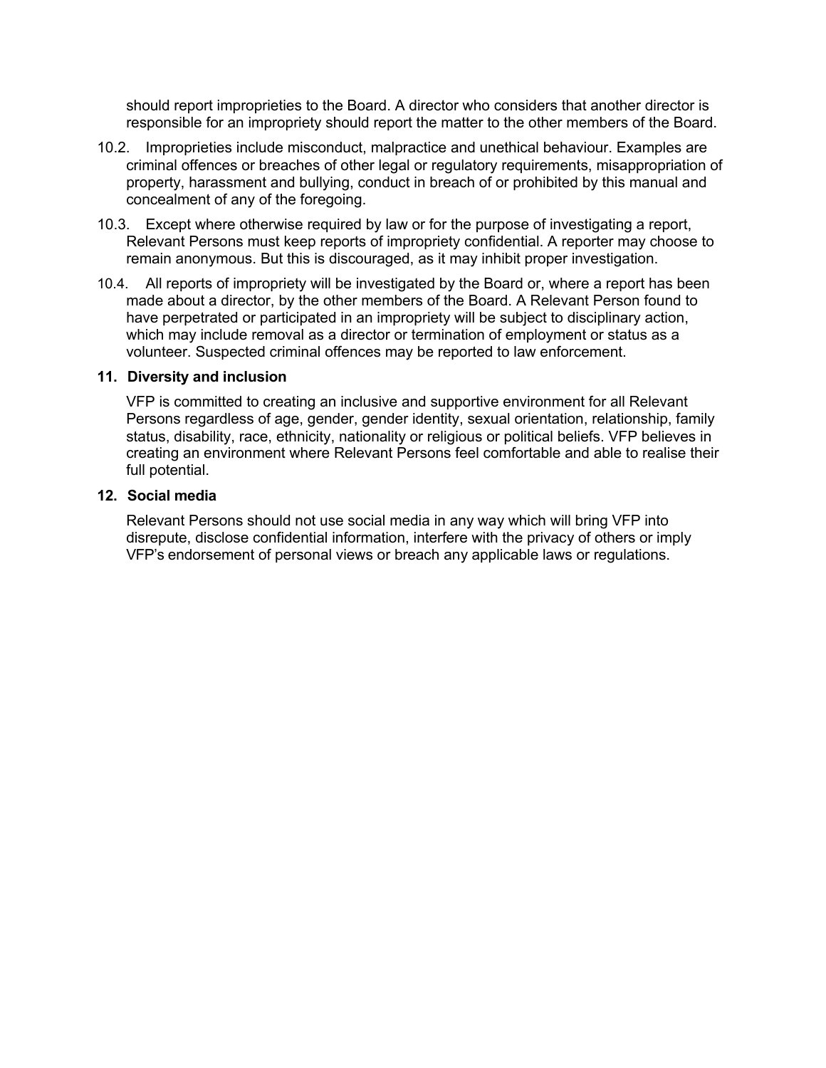should report improprieties to the Board. A director who considers that another director is responsible for an impropriety should report the matter to the other members of the Board.

10.2. Improprieties include misconduct, malpractice and unethical behaviour. Examples are criminal offences or breaches of other legal or regulatory requirements, misappropriation of property, harassment and bullying, conduct in breach of or prohibited by this manual and concealment of any of the foregoing.

10.3. Except where otherwise required by law or for the purpose of investigating a report, Relevant Persons must keep reports of impropriety confidential. A reporter may choose to remain anonymous. But this is discouraged, as it may inhibit proper investigation.

10.4. All reports of impropriety will be investigated by the Board or, where a report has been made about a director, by the other members of the Board. A Relevant Person found to have perpetrated or participated in an impropriety will be subject to disciplinary action, which may include removal as a director or termination of employment or status as a volunteer. Suspected criminal offences may be reported to law enforcement.

## 11. Diversity and inclusion

VFP is committed to creating an inclusive and supportive environment for all Relevant Persons regardless of age, gender, gender identity, sexual orientation, relationship, family status, disability, race, ethnicity, nationality or religious or political beliefs. VFP believes in creating an environment where Relevant Persons feel comfortable and able to realise their full potential.

## 12. Social media

Relevant Persons should not use social media in any way which will bring VFP into disrepute, disclose confidential information, interfere with the privacy of others or imply VFP's endorsement of personal views or breach any applicable laws or regulations.